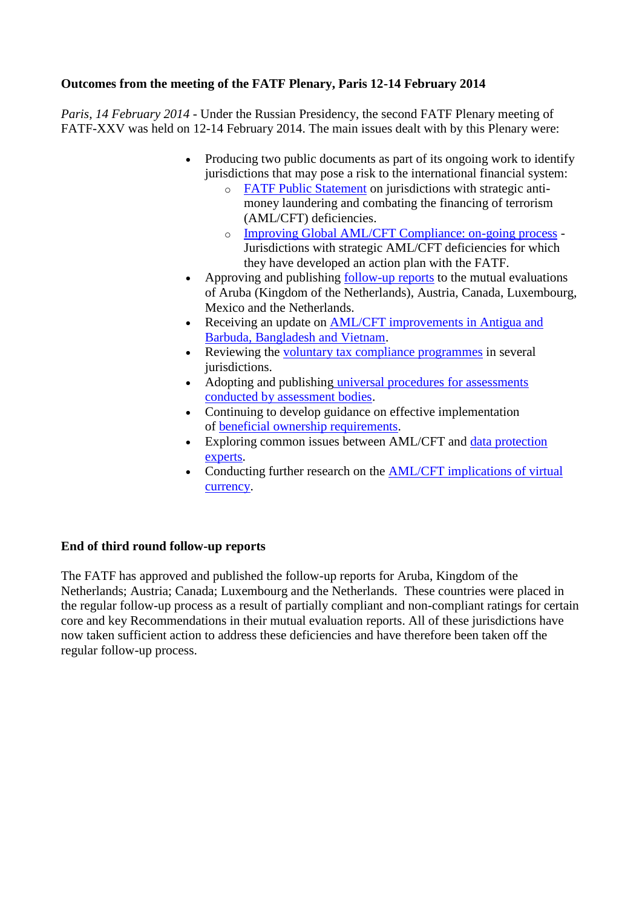**Outcomes from the meeting of the FATF Plenary, Paris 12-14 February 2014**

*Paris, 14 February 2014* - Under the Russian Presidency, the second FATF Plenary meeting of FATF-XXV was held on 12-14 February 2014. The main issues dealt with by this Plenary were:

- Producing two public documents as part of its ongoing work to identify jurisdictions that may pose a risk to the international financial system:
  - FATF Public Statement on jurisdictions with strategic anti-money laundering and combating the financing of terrorism (AML/CFT) deficiencies.
  - Improving Global AML/CFT Compliance: on-going process - Jurisdictions with strategic AML/CFT deficiencies for which they have developed an action plan with the FATF.
- Approving and publishing follow-up reports to the mutual evaluations of Aruba (Kingdom of the Netherlands), Austria, Canada, Luxembourg, Mexico and the Netherlands.
- Receiving an update on AML/CFT improvements in Antigua and Barbuda, Bangladesh and Vietnam.
- Reviewing the voluntary tax compliance programmes in several jurisdictions.
- Adopting and publishing universal procedures for assessments conducted by assessment bodies.
- Continuing to develop guidance on effective implementation of beneficial ownership requirements.
- Exploring common issues between AML/CFT and data protection experts.
- Conducting further research on the AML/CFT implications of virtual currency.

**End of third round follow-up reports**

The FATF has approved and published the follow-up reports for Aruba, Kingdom of the Netherlands; Austria; Canada; Luxembourg and the Netherlands. These countries were placed in the regular follow-up process as a result of partially compliant and non-compliant ratings for certain core and key Recommendations in their mutual evaluation reports. All of these jurisdictions have now taken sufficient action to address these deficiencies and have therefore been taken off the regular follow-up process.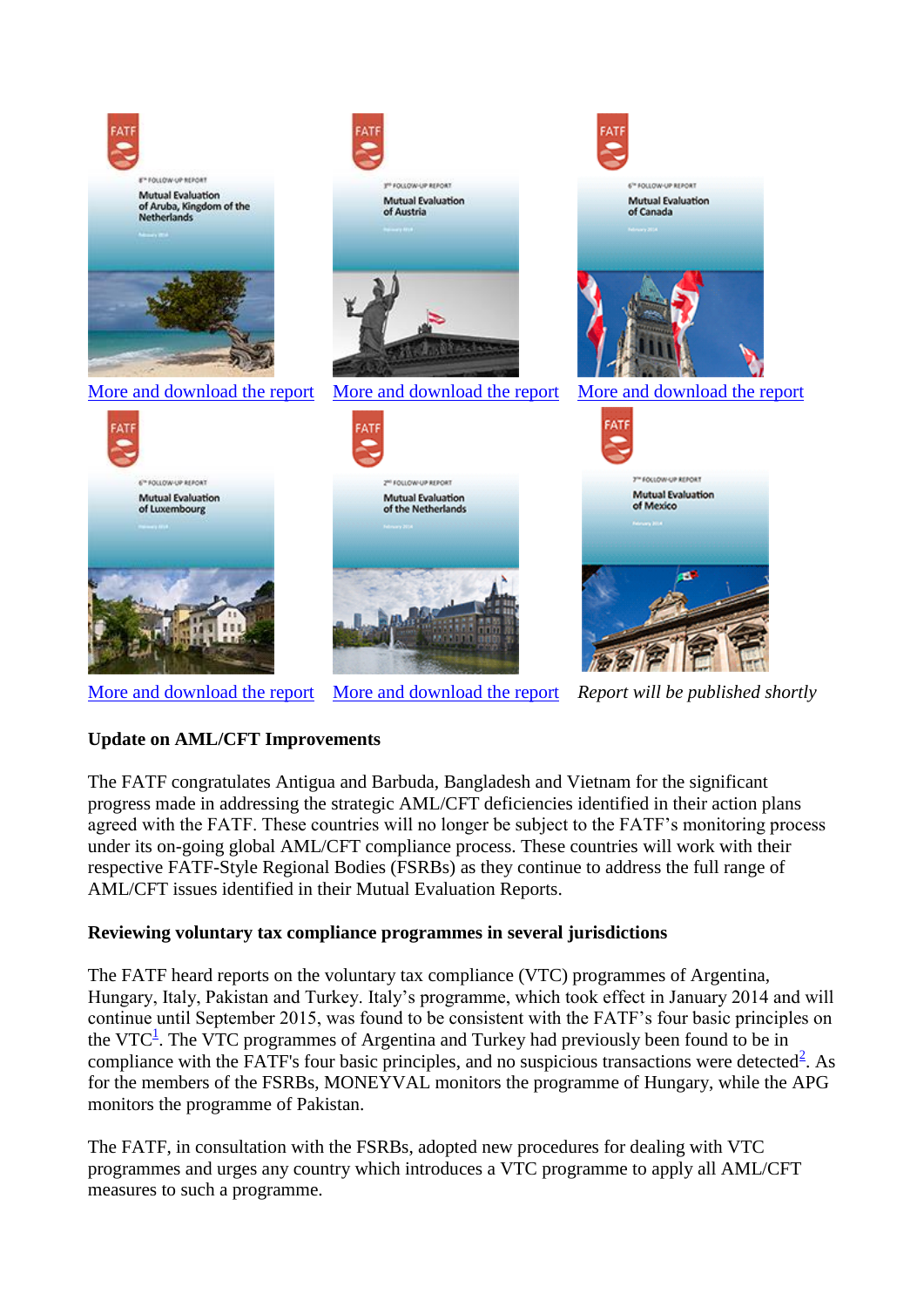More and download the report More and download the report More and download the report

More and download the report More and download the report *Report will be published shortly*

**Update on AML/CFT Improvements**

The FATF congratulates Antigua and Barbuda, Bangladesh and Vietnam for the significant progress made in addressing the strategic AML/CFT deficiencies identified in their action plans agreed with the FATF. These countries will no longer be subject to the FATF's monitoring process under its on-going global AML/CFT compliance process. These countries will work with their respective FATF-Style Regional Bodies (FSRBs) as they continue to address the full range of AML/CFT issues identified in their Mutual Evaluation Reports.

**Reviewing voluntary tax compliance programmes in several jurisdictions**

The FATF heard reports on the voluntary tax compliance (VTC) programmes of Argentina, Hungary, Italy, Pakistan and Turkey. Italy's programme, which took effect in January 2014 and will continue until September 2015, was found to be consistent with the FATF's four basic principles on the VTC[1]. The VTC programmes of Argentina and Turkey had previously been found to be in compliance with the FATF's four basic principles, and no suspicious transactions were detected[2]. As for the members of the FSRBs, MONEYVAL monitors the programme of Hungary, while the APG monitors the programme of Pakistan.

The FATF, in consultation with the FSRBs, adopted new procedures for dealing with VTC programmes and urges any country which introduces a VTC programme to apply all AML/CFT measures to such a programme.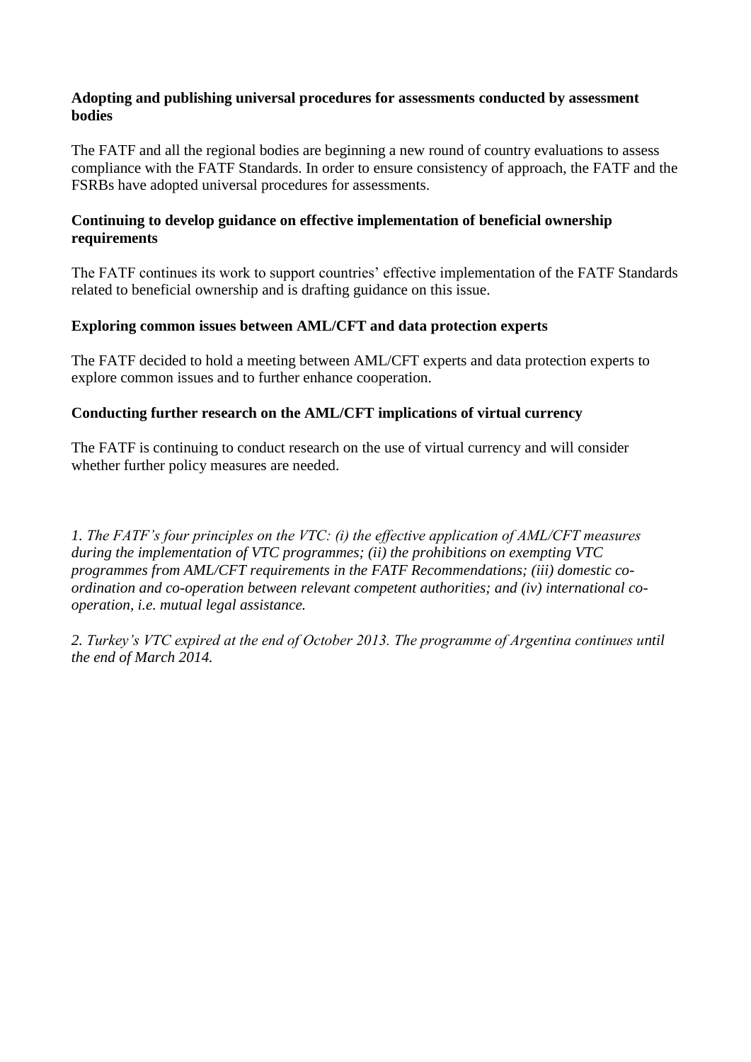**Adopting and publishing universal procedures for assessments conducted by assessment bodies**

The FATF and all the regional bodies are beginning a new round of country evaluations to assess compliance with the FATF Standards. In order to ensure consistency of approach, the FATF and the FSRBs have adopted universal procedures for assessments.

**Continuing to develop guidance on effective implementation of beneficial ownership requirements**

The FATF continues its work to support countries' effective implementation of the FATF Standards related to beneficial ownership and is drafting guidance on this issue.

**Exploring common issues between AML/CFT and data protection experts**

The FATF decided to hold a meeting between AML/CFT experts and data protection experts to explore common issues and to further enhance cooperation.

**Conducting further research on the AML/CFT implications of virtual currency**

The FATF is continuing to conduct research on the use of virtual currency and will consider whether further policy measures are needed.

*1. The FATF's four principles on the VTC: (i) the effective application of AML/CFT measures during the implementation of VTC programmes; (ii) the prohibitions on exempting VTC programmes from AML/CFT requirements in the FATF Recommendations; (iii) domestic co-ordination and co-operation between relevant competent authorities; and (iv) international co-operation, i.e. mutual legal assistance.*

*2. Turkey's VTC expired at the end of October 2013. The programme of Argentina continues until the end of March 2014.*